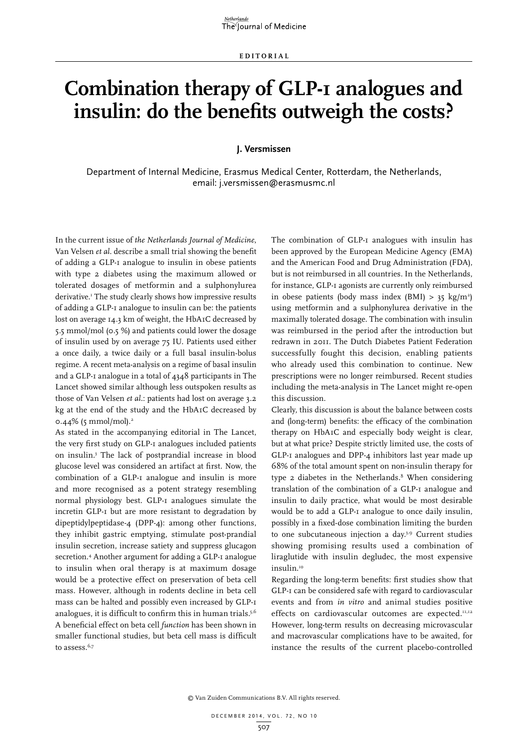EDITORIAL

# Combination therapy of GLP-1 analogues and insulin: do the benefits outweigh the costs?

**J. Versmissen**

Department of Internal Medicine, Erasmus Medical Center, Rotterdam, the Netherlands, email: j.versmissen@erasmusmc.nl

In the current issue of *the Netherlands Journal of Medicine*, Van Velsen *et al*. describe a small trial showing the benefit of adding a GLP-1 analogue to insulin in obese patients with type 2 diabetes using the maximum allowed or tolerated dosages of metformin and a sulphonylurea derivative.[1] The study clearly shows how impressive results of adding a GLP-1 analogue to insulin can be: the patients lost on average 14.3 km of weight, the HbA1C decreased by 5.5 mmol/mol (0.5 %) and patients could lower the dosage of insulin used by on average 75 IU. Patients used either a once daily, a twice daily or a full basal insulin-bolus regime. A recent meta-analysis on a regime of basal insulin and a GLP-1 analogue in a total of 4348 participants in The Lancet showed similar although less outspoken results as those of Van Velsen *et al*.: patients had lost on average 3.2 kg at the end of the study and the HbA1C decreased by 0.44% (5 mmol/mol).[2]

As stated in the accompanying editorial in The Lancet, the very first study on GLP-1 analogues included patients on insulin.[3] The lack of postprandial increase in blood glucose level was considered an artifact at first. Now, the combination of a GLP-1 analogue and insulin is more and more recognised as a potent strategy resembling normal physiology best. GLP-1 analogues simulate the incretin GLP-1 but are more resistant to degradation by dipeptidylpeptidase-4 (DPP-4): among other functions, they inhibit gastric emptying, stimulate post-prandial insulin secretion, increase satiety and suppress glucagon secretion.[4] Another argument for adding a GLP-1 analogue to insulin when oral therapy is at maximum dosage would be a protective effect on preservation of beta cell mass. However, although in rodents decline in beta cell mass can be halted and possibly even increased by GLP-1 analogues, it is difficult to confirm this in human trials.[5,6] A beneficial effect on beta cell *function* has been shown in smaller functional studies, but beta cell mass is difficult to assess.[6,7]

The combination of GLP-1 analogues with insulin has been approved by the European Medicine Agency (EMA) and the American Food and Drug Administration (FDA), but is not reimbursed in all countries. In the Netherlands, for instance, GLP-1 agonists are currently only reimbursed in obese patients (body mass index (BMI) > 35 kg/m$^2$) using metformin and a sulphonylurea derivative in the maximally tolerated dosage. The combination with insulin was reimbursed in the period after the introduction but redrawn in 2011. The Dutch Diabetes Patient Federation successfully fought this decision, enabling patients who already used this combination to continue. New prescriptions were no longer reimbursed. Recent studies including the meta-analysis in The Lancet might re-open this discussion.

Clearly, this discussion is about the balance between costs and (long-term) benefits: the efficacy of the combination therapy on HbA1C and especially body weight is clear, but at what price? Despite strictly limited use, the costs of GLP-1 analogues and DPP-4 inhibitors last year made up 68% of the total amount spent on non-insulin therapy for type 2 diabetes in the Netherlands.[8] When considering translation of the combination of a GLP-1 analogue and insulin to daily practice, what would be most desirable would be to add a GLP-1 analogue to once daily insulin, possibly in a fixed-dose combination limiting the burden to one subcutaneous injection a day.[3,9] Current studies showing promising results used a combination of liraglutide with insulin degludec, the most expensive insulin.[10]

Regarding the long-term benefits: first studies show that GLP-1 can be considered safe with regard to cardiovascular events and from *in vitro* and animal studies positive effects on cardiovascular outcomes are expected.[11,12] However, long-term results on decreasing microvascular and macrovascular complications have to be awaited, for instance the results of the current placebo-controlled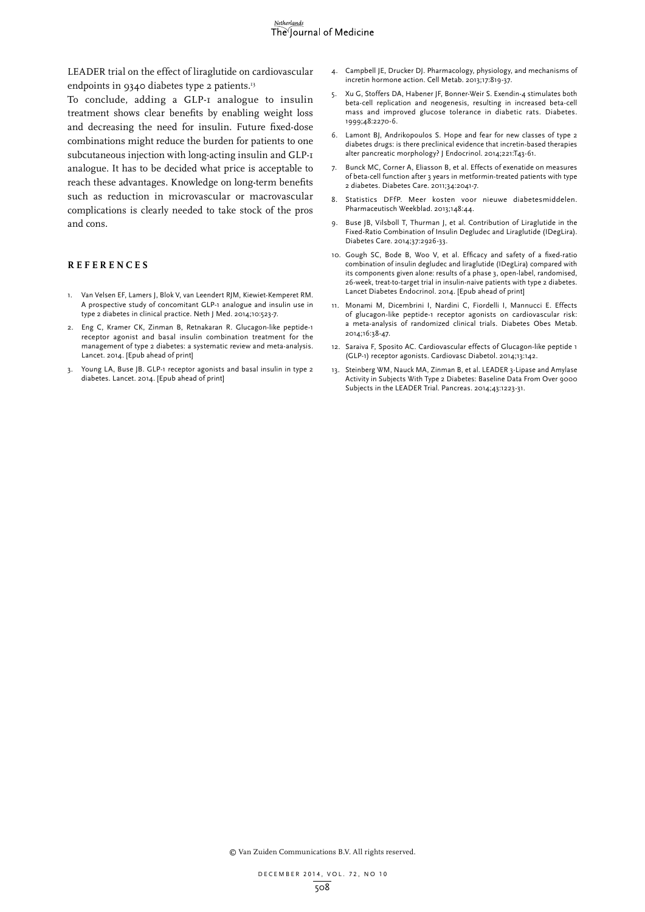LEADER trial on the effect of liraglutide on cardiovascular endpoints in 9340 diabetes type 2 patients.[13]

To conclude, adding a GLP-1 analogue to insulin treatment shows clear benefits by enabling weight loss and decreasing the need for insulin. Future fixed-dose combinations might reduce the burden for patients to one subcutaneous injection with long-acting insulin and GLP-1 analogue. It has to be decided what price is acceptable to reach these advantages. Knowledge on long-term benefits such as reduction in microvascular or macrovascular complications is clearly needed to take stock of the pros and cons.

## REFERENCES

1. Van Velsen EF, Lamers J, Blok V, van Leendert RJM, Kiewiet-Kemperet RM. A prospective study of concomitant GLP-1 analogue and insulin use in type 2 diabetes in clinical practice. Neth J Med. 2014;10:523-7.
2. Eng C, Kramer CK, Zinman B, Retnakaran R. Glucagon-like peptide-1 receptor agonist and basal insulin combination treatment for the management of type 2 diabetes: a systematic review and meta-analysis. Lancet. 2014. [Epub ahead of print]
3. Young LA, Buse JB. GLP-1 receptor agonists and basal insulin in type 2 diabetes. Lancet. 2014. [Epub ahead of print]
4. Campbell JE, Drucker DJ. Pharmacology, physiology, and mechanisms of incretin hormone action. Cell Metab. 2013;17:819-37.
5. Xu G, Stoffers DA, Habener JF, Bonner-Weir S. Exendin-4 stimulates both beta-cell replication and neogenesis, resulting in increased beta-cell mass and improved glucose tolerance in diabetic rats. Diabetes. 1999;48:2270-6.
6. Lamont BJ, Andrikopoulos S. Hope and fear for new classes of type 2 diabetes drugs: is there preclinical evidence that incretin-based therapies alter pancreatic morphology? J Endocrinol. 2014;221:T43-61.
7. Bunck MC, Corner A, Eliasson B, et al. Effects of exenatide on measures of beta-cell function after 3 years in metformin-treated patients with type 2 diabetes. Diabetes Care. 2011;34:2041-7.
8. Statistics DFfP. Meer kosten voor nieuwe diabetesmiddelen. Pharmaceutisch Weekblad. 2013;148:44.
9. Buse JB, Vilsboll T, Thurman J, et al. Contribution of Liraglutide in the Fixed-Ratio Combination of Insulin Degludec and Liraglutide (IDegLira). Diabetes Care. 2014;37:2926-33.
10. Gough SC, Bode B, Woo V, et al. Efficacy and safety of a fixed-ratio combination of insulin degludec and liraglutide (IDegLira) compared with its components given alone: results of a phase 3, open-label, randomised, 26-week, treat-to-target trial in insulin-naive patients with type 2 diabetes. Lancet Diabetes Endocrinol. 2014. [Epub ahead of print]
11. Monami M, Dicembrini I, Nardini C, Fiordelli I, Mannucci E. Effects of glucagon-like peptide-1 receptor agonists on cardiovascular risk: a meta-analysis of randomized clinical trials. Diabetes Obes Metab. 2014;16:38-47.
12. Saraiva F, Sposito AC. Cardiovascular effects of Glucagon-like peptide 1 (GLP-1) receptor agonists. Cardiovasc Diabetol. 2014;13:142.
13. Steinberg WM, Nauck MA, Zinman B, et al. LEADER 3-Lipase and Amylase Activity in Subjects With Type 2 Diabetes: Baseline Data From Over 9000 Subjects in the LEADER Trial. Pancreas. 2014;43:1223-31.